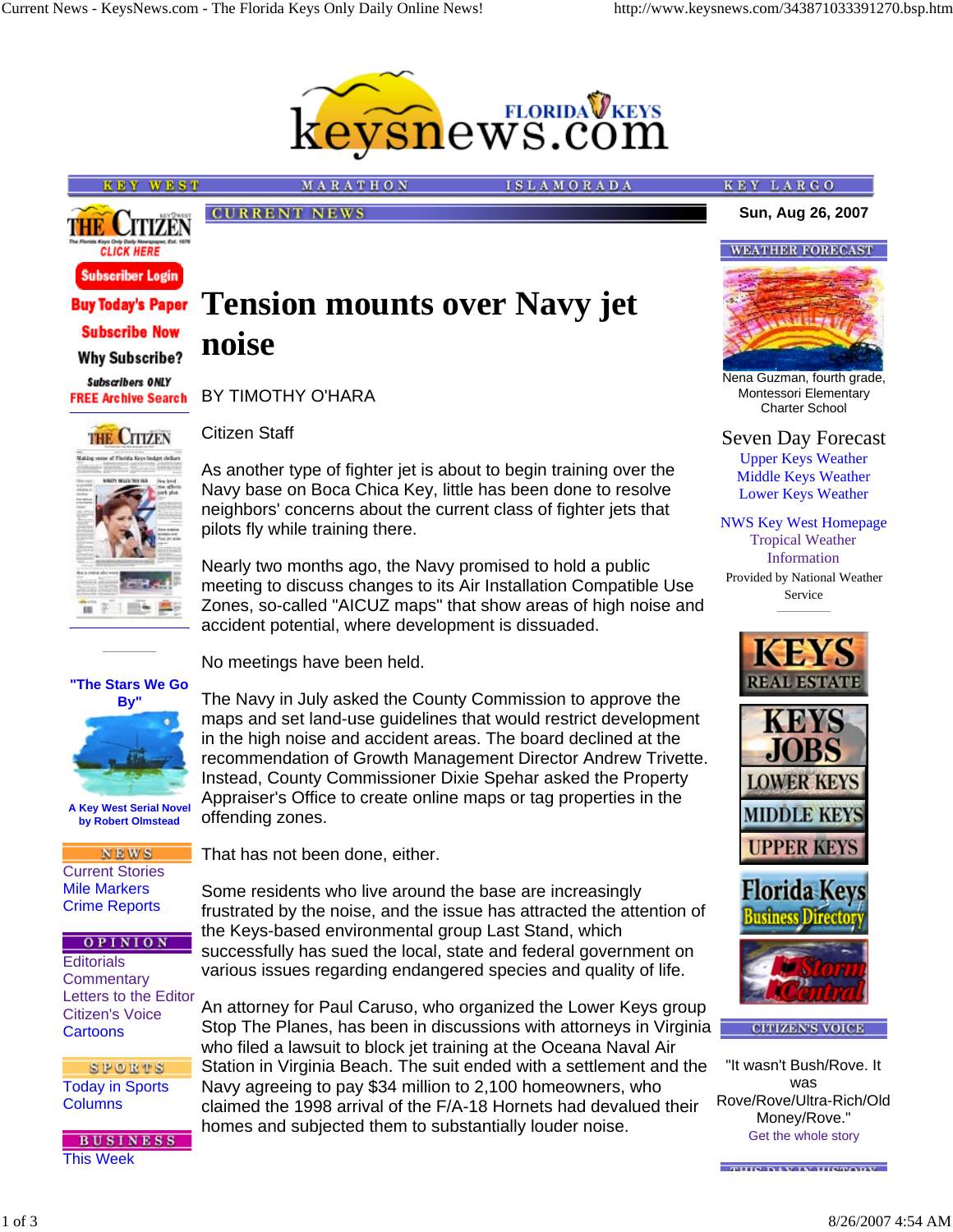KEY WEST | MARATHON | ISLAMORADA | KEY LARGO

CURRENT NEWS

Sun, Aug 26, 2007

# Tension mounts over Navy jet noise

BY TIMOTHY O'HARA

Citizen Staff

As another type of fighter jet is about to begin training over the Navy base on Boca Chica Key, little has been done to resolve neighbors' concerns about the current class of fighter jets that pilots fly while training there.

Nearly two months ago, the Navy promised to hold a public meeting to discuss changes to its Air Installation Compatible Use Zones, so-called "AICUZ maps" that show areas of high noise and accident potential, where development is dissuaded.

No meetings have been held.

The Navy in July asked the County Commission to approve the maps and set land-use guidelines that would restrict development in the high noise and accident areas. The board declined at the recommendation of Growth Management Director Andrew Trivette. Instead, County Commissioner Dixie Spehar asked the Property Appraiser's Office to create online maps or tag properties in the offending zones.

That has not been done, either.

Some residents who live around the base are increasingly frustrated by the noise, and the issue has attracted the attention of the Keys-based environmental group Last Stand, which successfully has sued the local, state and federal government on various issues regarding endangered species and quality of life.

An attorney for Paul Caruso, who organized the Lower Keys group Stop The Planes, has been in discussions with attorneys in Virginia who filed a lawsuit to block jet training at the Oceana Naval Air Station in Virginia Beach. The suit ended with a settlement and the Navy agreeing to pay $34 million to 2,100 homeowners, who claimed the 1998 arrival of the F/A-18 Hornets had devalued their homes and subjected them to substantially louder noise.

---

THE CITIZEN — CLICK HERE

Subscriber Login

Buy Today's Paper

Subscribe Now

Why Subscribe?

Subscribers ONLY FREE Archive Search

"The Stars We Go By"

A Key West Serial Novel by Robert Olmstead

**NEWS**
- Current Stories
- Mile Markers
- Crime Reports

**OPINION**
- Editorials
- Commentary
- Letters to the Editor
- Citizen's Voice
- Cartoons

**SPORTS**
- Today in Sports
- Columns

**BUSINESS**
- This Week

---

**WEATHER FORECAST**

Nena Guzman, fourth grade, Montessori Elementary Charter School

Seven Day Forecast
- Upper Keys Weather
- Middle Keys Weather
- Lower Keys Weather

NWS Key West Homepage

Tropical Weather Information

Provided by National Weather Service

KEYS REAL ESTATE

KEYS JOBS — LOWER KEYS, MIDDLE KEYS, UPPER KEYS

Florida Keys Business Directory

Storm Central

**CITIZEN'S VOICE**

"It wasn't Bush/Rove. It was Rove/Rove/Ultra-Rich/Old Money/Rove."

Get the whole story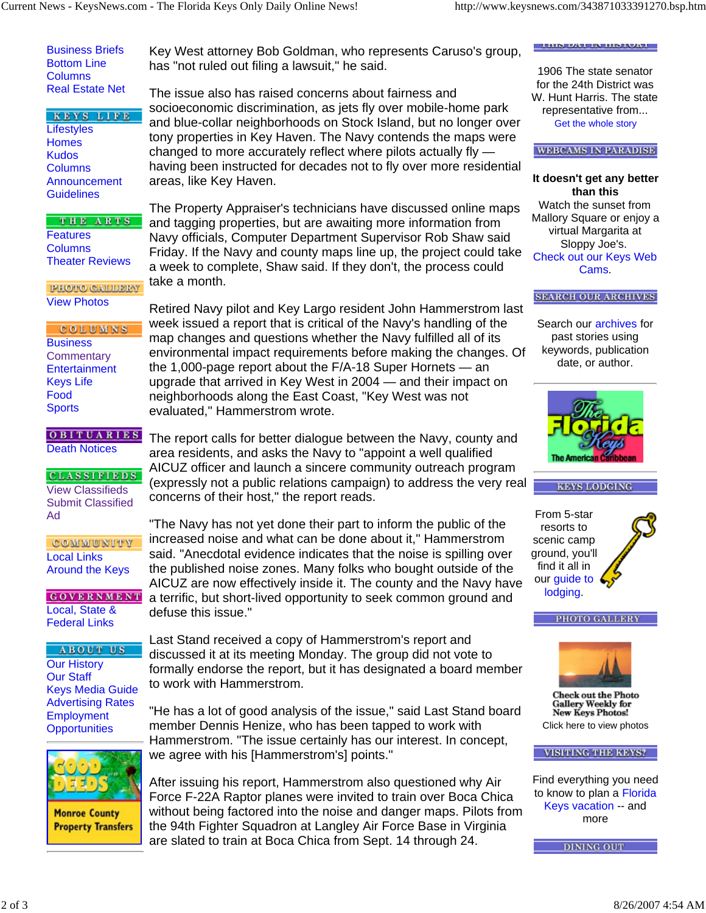Key West attorney Bob Goldman, who represents Caruso's group, has "not ruled out filing a lawsuit," he said.

The issue also has raised concerns about fairness and socioeconomic discrimination, as jets fly over mobile-home park and blue-collar neighborhoods on Stock Island, but no longer over tony properties in Key Haven. The Navy contends the maps were changed to more accurately reflect where pilots actually fly — having been instructed for decades not to fly over more residential areas, like Key Haven.

The Property Appraiser's technicians have discussed online maps and tagging properties, but are awaiting more information from Navy officials, Computer Department Supervisor Rob Shaw said Friday. If the Navy and county maps line up, the project could take a week to complete, Shaw said. If they don't, the process could take a month.

Retired Navy pilot and Key Largo resident John Hammerstrom last week issued a report that is critical of the Navy's handling of the map changes and questions whether the Navy fulfilled all of its environmental impact requirements before making the changes. Of the 1,000-page report about the F/A-18 Super Hornets — an upgrade that arrived in Key West in 2004 — and their impact on neighborhoods along the East Coast, "Key West was not evaluated," Hammerstrom wrote.

The report calls for better dialogue between the Navy, county and area residents, and asks the Navy to "appoint a well qualified AICUZ officer and launch a sincere community outreach program (expressly not a public relations campaign) to address the very real concerns of their host," the report reads.

"The Navy has not yet done their part to inform the public of the increased noise and what can be done about it," Hammerstrom said. "Anecdotal evidence indicates that the noise is spilling over the published noise zones. Many folks who bought outside of the AICUZ are now effectively inside it. The county and the Navy have a terrific, but short-lived opportunity to seek common ground and defuse this issue."

Last Stand received a copy of Hammerstrom's report and discussed it at its meeting Monday. The group did not vote to formally endorse the report, but it has designated a board member to work with Hammerstrom.

"He has a lot of good analysis of the issue," said Last Stand board member Dennis Henize, who has been tapped to work with Hammerstrom. "The issue certainly has our interest. In concept, we agree with his [Hammerstrom's] points."

After issuing his report, Hammerstrom also questioned why Air Force F-22A Raptor planes were invited to train over Boca Chica without being factored into the noise and danger maps. Pilots from the 94th Fighter Squadron at Langley Air Force Base in Virginia are slated to train at Boca Chica from Sept. 14 through 24.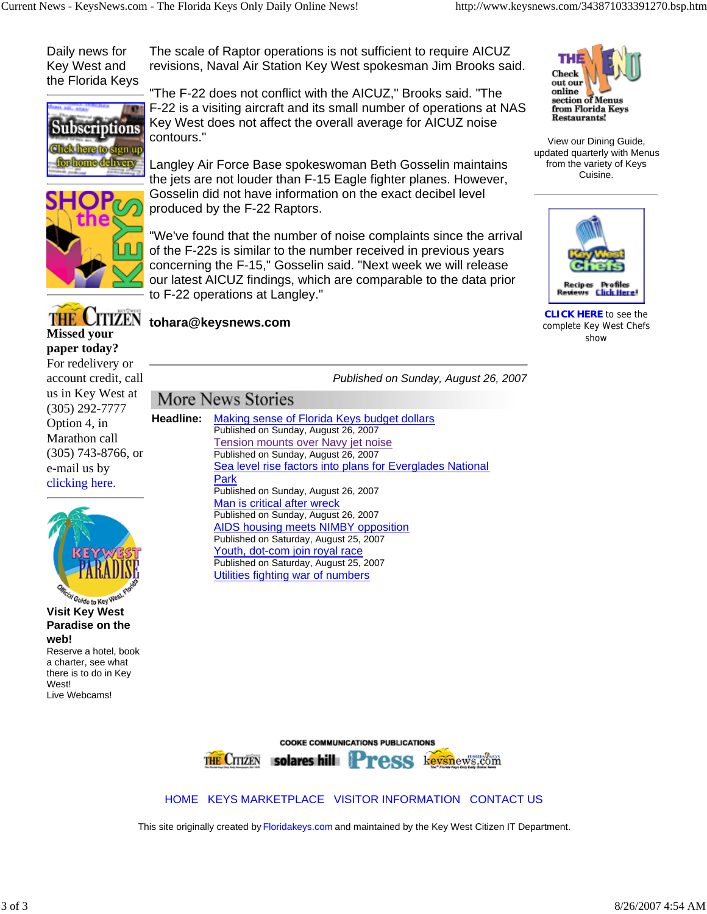The scale of Raptor operations is not sufficient to require AICUZ revisions, Naval Air Station Key West spokesman Jim Brooks said.

"The F-22 does not conflict with the AICUZ," Brooks said. "The F-22 is a visiting aircraft and its small number of operations at NAS Key West does not affect the overall average for AICUZ noise contours."

Langley Air Force Base spokeswoman Beth Gosselin maintains the jets are not louder than F-15 Eagle fighter planes. However, Gosselin did not have information on the exact decibel level produced by the F-22 Raptors.

"We've found that the number of noise complaints since the arrival of the F-22s is similar to the number received in previous years concerning the F-15," Gosselin said. "Next week we will release our latest AICUZ findings, which are comparable to the data prior to F-22 operations at Langley."

**tohara@keysnews.com**

*Published on Sunday, August 26, 2007*

## More News Stories

**Headline:**

- Making sense of Florida Keys budget dollars
  Published on Sunday, August 26, 2007
- Tension mounts over Navy jet noise
  Published on Sunday, August 26, 2007
- Sea level rise factors into plans for Everglades National Park
  Published on Sunday, August 26, 2007
- Man is critical after wreck
  Published on Sunday, August 26, 2007
- AIDS housing meets NIMBY opposition
  Published on Saturday, August 25, 2007
- Youth, dot-com join royal race
  Published on Saturday, August 25, 2007
- Utilities fighting war of numbers

Daily news for Key West and the Florida Keys

**Missed your paper today?**
For redelivery or account credit, call us in Key West at (305) 292-7777 Option 4, in Marathon call (305) 743-8766, or e-mail us by clicking here.

**Visit Key West Paradise on the web!**
Reserve a hotel, book a charter, see what there is to do in Key West!
Live Webcams!

View our Dining Guide, updated quarterly with Menus from the variety of Keys Cuisine.

**CLICK HERE** to see the complete Key West Chefs show

COOKE COMMUNICATIONS PUBLICATIONS

HOME KEYS MARKETPLACE VISITOR INFORMATION CONTACT US

This site originally created by Floridakeys.com and maintained by the Key West Citizen IT Department.